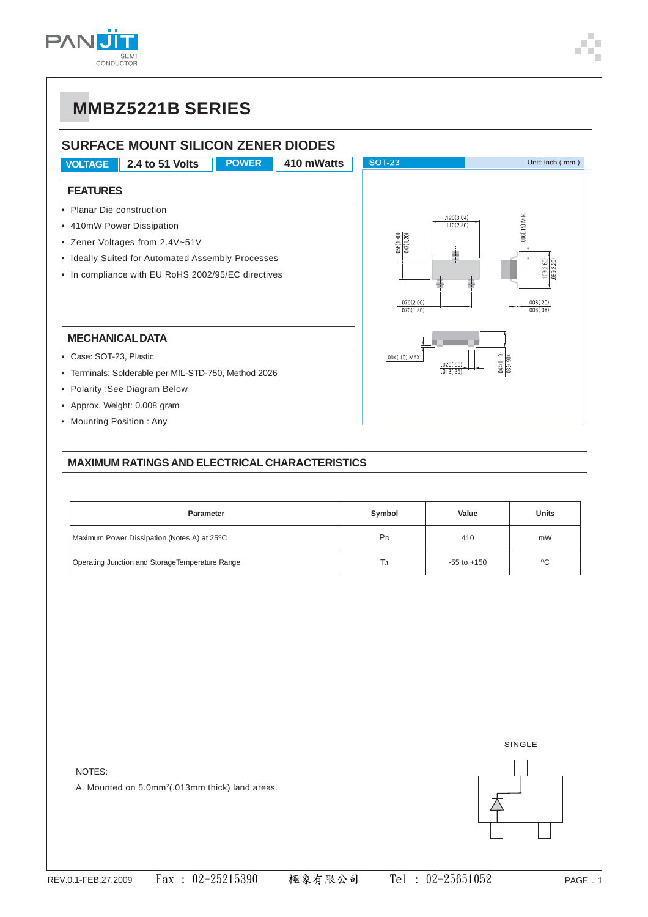# MMBZ5221B SERIES

## SURFACE MOUNT SILICON ZENER DIODES

| VOLTAGE | 2.4 to 51 Volts | POWER | 410 mWatts |
|---|---|---|---|

### FEATURES

- Planar Die construction
- 410mW Power Dissipation
- Zener Voltages from 2.4V~51V
- Ideally Suited for Automated Assembly Processes
- In compliance with EU RoHS 2002/95/EC directives

SOT-23 Unit: inch ( mm )

### MECHANICAL DATA

- Case: SOT-23, Plastic
- Terminals: Solderable per MIL-STD-750, Method 2026
- Polarity :See Diagram Below
- Approx. Weight: 0.008 gram
- Mounting Position : Any

### MAXIMUM RATINGS AND ELECTRICAL CHARACTERISTICS

| Parameter | Symbol | Value | Units |
|---|---|---|---|
| Maximum Power Dissipation (Notes A) at 25°C | $P_D$ | 410 | mW |
| Operating Junction and Storage Temperature Range | $T_J$ | -55 to +150 | °C |

NOTES:

A. Mounted on 5.0mm²(.013mm thick) land areas.

SINGLE

REV.0.1-FEB.27.2009 Fax : 02-25215390 極象有限公司 Tel : 02-25651052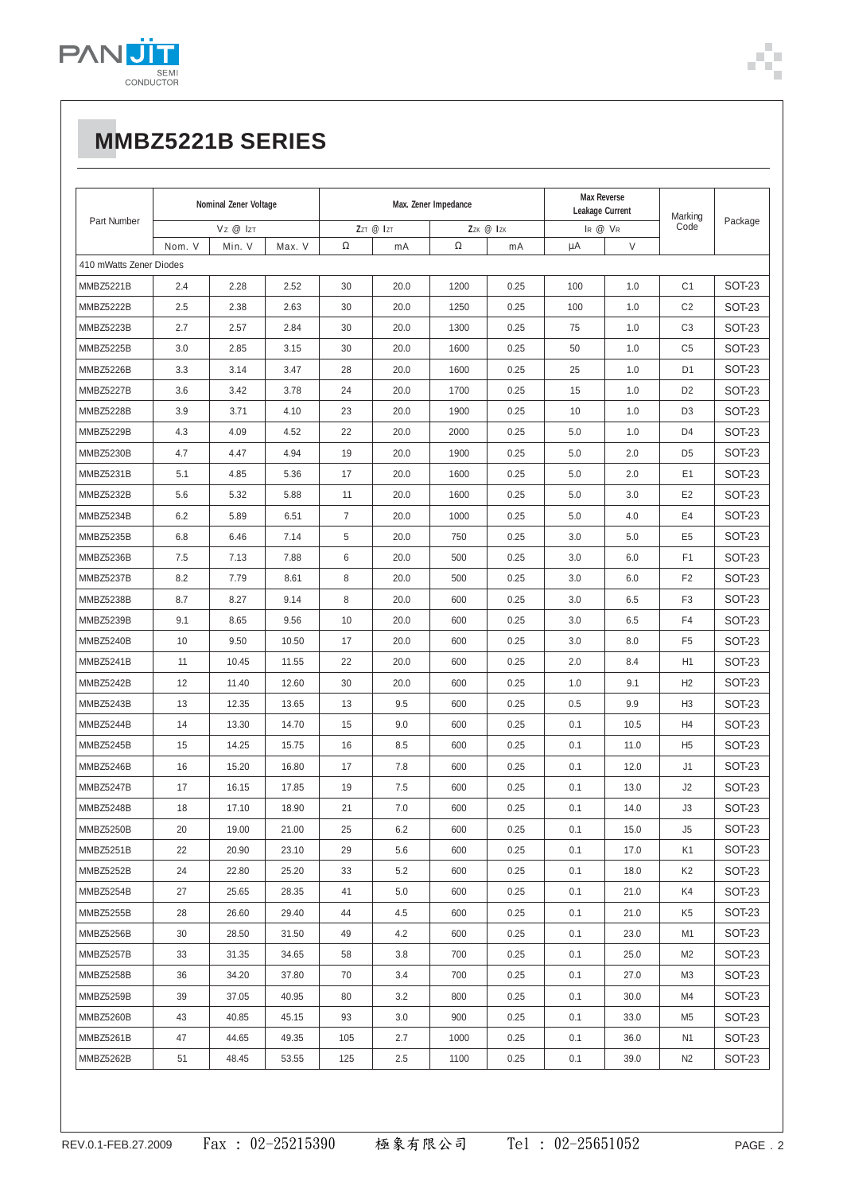# MMBZ5221B SERIES

| Part Number | Nominal Zener Voltage | | | Max. Zener Impedance | | | | Max Reverse Leakage Current | | Marking Code | Package |
|---|---|---|---|---|---|---|---|---|---|---|---|
| | $V_Z$ @ $I_{ZT}$ | | | $Z_{ZT}$ @ $I_{ZT}$ | | $Z_{ZK}$ @ $I_{ZK}$ | | $I_R$ @ $V_R$ | | | |
| | Nom. V | Min. V | Max. V | Ω | mA | Ω | mA | μA | V | | |
| 410 mWatts Zener Diodes | | | | | | | | | | | |
| MMBZ5221B | 2.4 | 2.28 | 2.52 | 30 | 20.0 | 1200 | 0.25 | 100 | 1.0 | C1 | SOT-23 |
| MMBZ5222B | 2.5 | 2.38 | 2.63 | 30 | 20.0 | 1250 | 0.25 | 100 | 1.0 | C2 | SOT-23 |
| MMBZ5223B | 2.7 | 2.57 | 2.84 | 30 | 20.0 | 1300 | 0.25 | 75 | 1.0 | C3 | SOT-23 |
| MMBZ5225B | 3.0 | 2.85 | 3.15 | 30 | 20.0 | 1600 | 0.25 | 50 | 1.0 | C5 | SOT-23 |
| MMBZ5226B | 3.3 | 3.14 | 3.47 | 28 | 20.0 | 1600 | 0.25 | 25 | 1.0 | D1 | SOT-23 |
| MMBZ5227B | 3.6 | 3.42 | 3.78 | 24 | 20.0 | 1700 | 0.25 | 15 | 1.0 | D2 | SOT-23 |
| MMBZ5228B | 3.9 | 3.71 | 4.10 | 23 | 20.0 | 1900 | 0.25 | 10 | 1.0 | D3 | SOT-23 |
| MMBZ5229B | 4.3 | 4.09 | 4.52 | 22 | 20.0 | 2000 | 0.25 | 5.0 | 1.0 | D4 | SOT-23 |
| MMBZ5230B | 4.7 | 4.47 | 4.94 | 19 | 20.0 | 1900 | 0.25 | 5.0 | 2.0 | D5 | SOT-23 |
| MMBZ5231B | 5.1 | 4.85 | 5.36 | 17 | 20.0 | 1600 | 0.25 | 5.0 | 2.0 | E1 | SOT-23 |
| MMBZ5232B | 5.6 | 5.32 | 5.88 | 11 | 20.0 | 1600 | 0.25 | 5.0 | 3.0 | E2 | SOT-23 |
| MMBZ5234B | 6.2 | 5.89 | 6.51 | 7 | 20.0 | 1000 | 0.25 | 5.0 | 4.0 | E4 | SOT-23 |
| MMBZ5235B | 6.8 | 6.46 | 7.14 | 5 | 20.0 | 750 | 0.25 | 3.0 | 5.0 | E5 | SOT-23 |
| MMBZ5236B | 7.5 | 7.13 | 7.88 | 6 | 20.0 | 500 | 0.25 | 3.0 | 6.0 | F1 | SOT-23 |
| MMBZ5237B | 8.2 | 7.79 | 8.61 | 8 | 20.0 | 500 | 0.25 | 3.0 | 6.0 | F2 | SOT-23 |
| MMBZ5238B | 8.7 | 8.27 | 9.14 | 8 | 20.0 | 600 | 0.25 | 3.0 | 6.5 | F3 | SOT-23 |
| MMBZ5239B | 9.1 | 8.65 | 9.56 | 10 | 20.0 | 600 | 0.25 | 3.0 | 6.5 | F4 | SOT-23 |
| MMBZ5240B | 10 | 9.50 | 10.50 | 17 | 20.0 | 600 | 0.25 | 3.0 | 8.0 | F5 | SOT-23 |
| MMBZ5241B | 11 | 10.45 | 11.55 | 22 | 20.0 | 600 | 0.25 | 2.0 | 8.4 | H1 | SOT-23 |
| MMBZ5242B | 12 | 11.40 | 12.60 | 30 | 20.0 | 600 | 0.25 | 1.0 | 9.1 | H2 | SOT-23 |
| MMBZ5243B | 13 | 12.35 | 13.65 | 13 | 9.5 | 600 | 0.25 | 0.5 | 9.9 | H3 | SOT-23 |
| MMBZ5244B | 14 | 13.30 | 14.70 | 15 | 9.0 | 600 | 0.25 | 0.1 | 10.5 | H4 | SOT-23 |
| MMBZ5245B | 15 | 14.25 | 15.75 | 16 | 8.5 | 600 | 0.25 | 0.1 | 11.0 | H5 | SOT-23 |
| MMBZ5246B | 16 | 15.20 | 16.80 | 17 | 7.8 | 600 | 0.25 | 0.1 | 12.0 | J1 | SOT-23 |
| MMBZ5247B | 17 | 16.15 | 17.85 | 19 | 7.5 | 600 | 0.25 | 0.1 | 13.0 | J2 | SOT-23 |
| MMBZ5248B | 18 | 17.10 | 18.90 | 21 | 7.0 | 600 | 0.25 | 0.1 | 14.0 | J3 | SOT-23 |
| MMBZ5250B | 20 | 19.00 | 21.00 | 25 | 6.2 | 600 | 0.25 | 0.1 | 15.0 | J5 | SOT-23 |
| MMBZ5251B | 22 | 20.90 | 23.10 | 29 | 5.6 | 600 | 0.25 | 0.1 | 17.0 | K1 | SOT-23 |
| MMBZ5252B | 24 | 22.80 | 25.20 | 33 | 5.2 | 600 | 0.25 | 0.1 | 18.0 | K2 | SOT-23 |
| MMBZ5254B | 27 | 25.65 | 28.35 | 41 | 5.0 | 600 | 0.25 | 0.1 | 21.0 | K4 | SOT-23 |
| MMBZ5255B | 28 | 26.60 | 29.40 | 44 | 4.5 | 600 | 0.25 | 0.1 | 21.0 | K5 | SOT-23 |
| MMBZ5256B | 30 | 28.50 | 31.50 | 49 | 4.2 | 600 | 0.25 | 0.1 | 23.0 | M1 | SOT-23 |
| MMBZ5257B | 33 | 31.35 | 34.65 | 58 | 3.8 | 700 | 0.25 | 0.1 | 25.0 | M2 | SOT-23 |
| MMBZ5258B | 36 | 34.20 | 37.80 | 70 | 3.4 | 700 | 0.25 | 0.1 | 27.0 | M3 | SOT-23 |
| MMBZ5259B | 39 | 37.05 | 40.95 | 80 | 3.2 | 800 | 0.25 | 0.1 | 30.0 | M4 | SOT-23 |
| MMBZ5260B | 43 | 40.85 | 45.15 | 93 | 3.0 | 900 | 0.25 | 0.1 | 33.0 | M5 | SOT-23 |
| MMBZ5261B | 47 | 44.65 | 49.35 | 105 | 2.7 | 1000 | 0.25 | 0.1 | 36.0 | N1 | SOT-23 |
| MMBZ5262B | 51 | 48.45 | 53.55 | 125 | 2.5 | 1100 | 0.25 | 0.1 | 39.0 | N2 | SOT-23 |

REV.0.1-FEB.27.2009 Fax : 02-25215390 極象有限公司 Tel : 02-25651052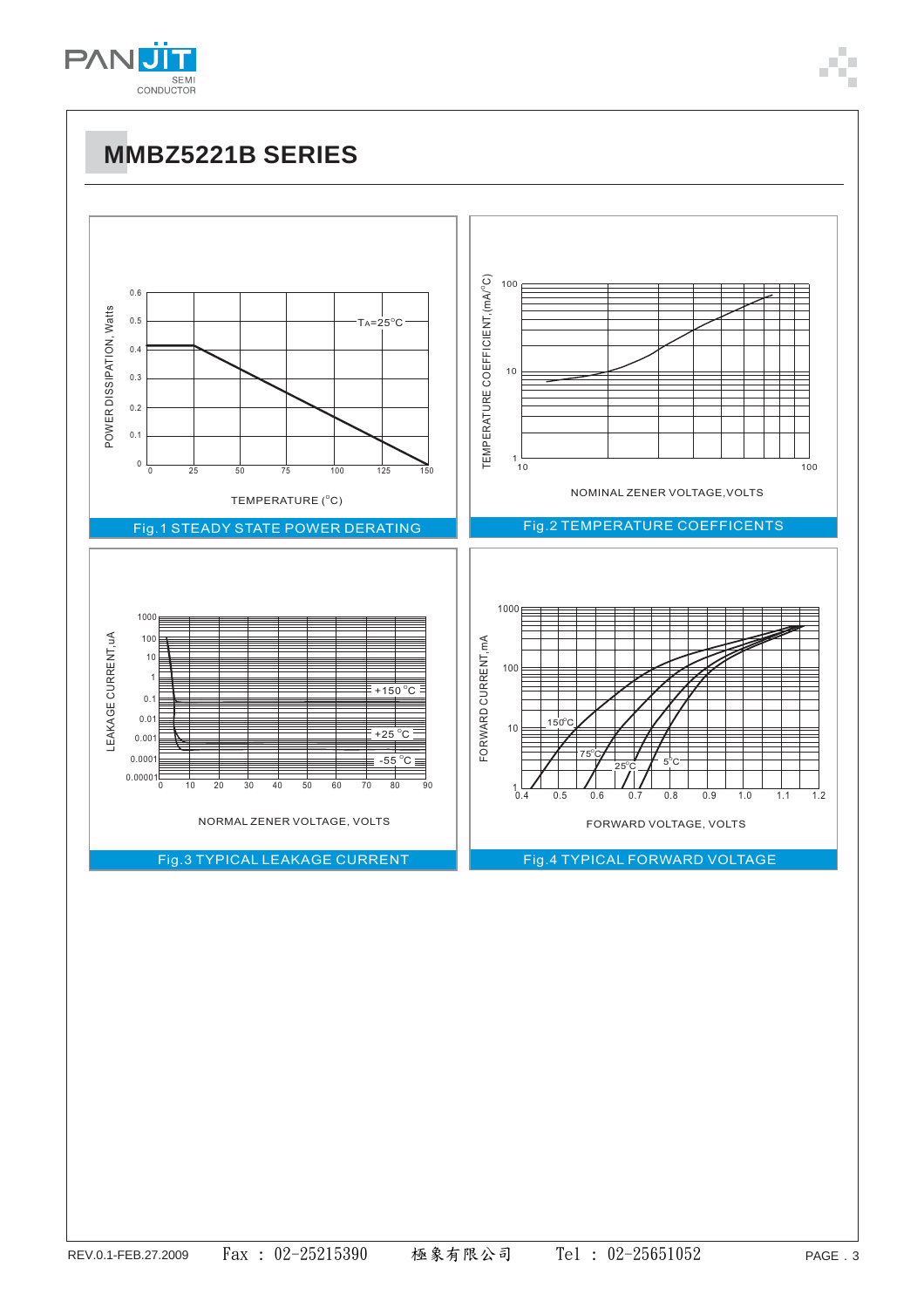# MMBZ5221B SERIES

POWER DISSIPATION, Watts

0.6
0.5
0.4
0.3
0.2
0.1
0

$T_A$=25°C

0 25 50 75 100 125 150

TEMPERATURE (°C)

Fig.1 STEADY STATE POWER DERATING

TEMPERATURE COEFFICIENT,(mA/°C)

100
10
1

10 100

NOMINAL ZENER VOLTAGE,VOLTS

Fig.2 TEMPERATURE COEFFICENTS

LEAKAGE CURRENT,uA

1000
100
10
1
0.1
0.01
0.001
0.0001
0.00001

+150 °C
+25 °C
-55 °C

0 10 20 30 40 50 60 70 80 90

NORMAL ZENER VOLTAGE, VOLTS

Fig.3 TYPICAL LEAKAGE CURRENT

FORWARD CURRENT,mA

1000
100
10
1

150°C
75°C
25°C
5°C

0.4 0.5 0.6 0.7 0.8 0.9 1.0 1.1 1.2

FORWARD VOLTAGE, VOLTS

Fig.4 TYPICAL FORWARD VOLTAGE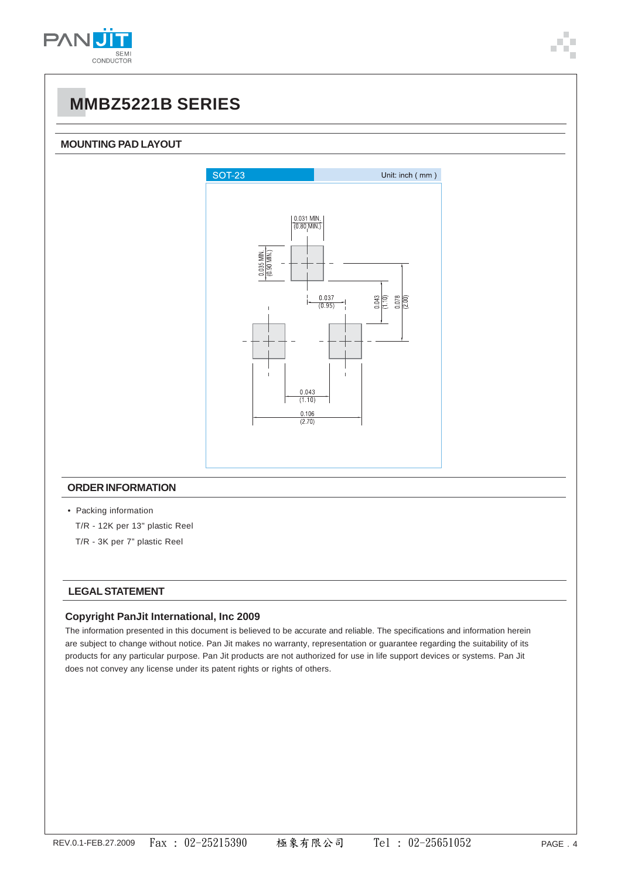# MMBZ5221B SERIES

## MOUNTING PAD LAYOUT

SOT-23

Unit: inch ( mm )

0.031 MIN.
(0.80 MIN.)

0.035 MIN.
(0.90 MIN.)

0.037
(0.95)

0.043
(1.10)

0.078
(2.00)

0.043
(1.10)

0.106
(2.70)

## ORDER INFORMATION

- Packing information

  T/R - 12K per 13" plastic Reel

  T/R - 3K per 7" plastic Reel

## LEGAL STATEMENT

### Copyright PanJit International, Inc 2009

The information presented in this document is believed to be accurate and reliable. The specifications and information herein are subject to change without notice. Pan Jit makes no warranty, representation or guarantee regarding the suitability of its products for any particular purpose. Pan Jit products are not authorized for use in life support devices or systems. Pan Jit does not convey any license under its patent rights or rights of others.